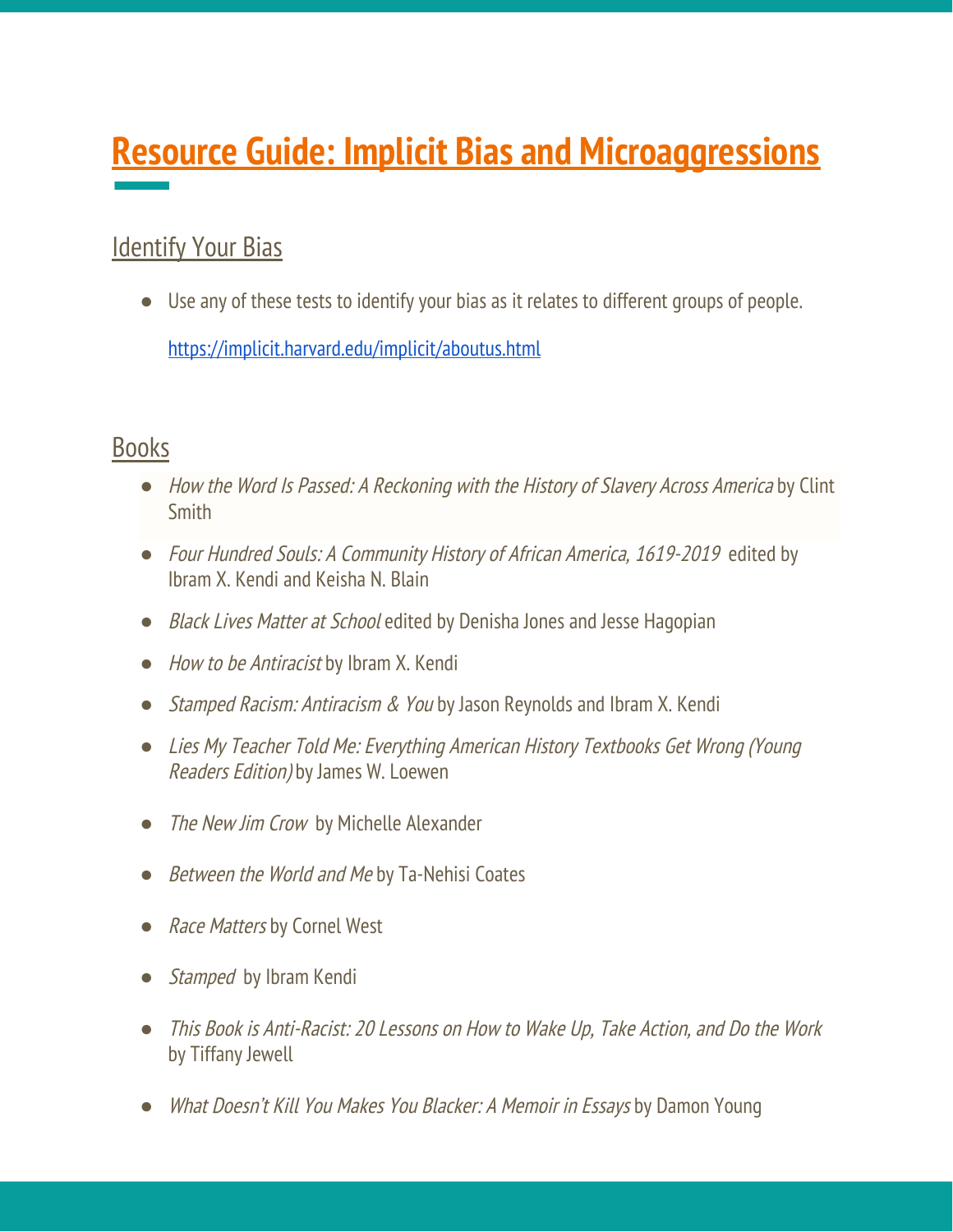# Resource Guide: Implicit Bias and Microaggressions

## Identify Your Bias

- Use any of these tests to identify your bias as it relates to different groups of people.

  https://implicit.harvard.edu/implicit/aboutus.html

## Books

- *How the Word Is Passed: A Reckoning with the History of Slavery Across America* by Clint Smith
- *Four Hundred Souls: A Community History of African America, 1619-2019* edited by Ibram X. Kendi and Keisha N. Blain
- *Black Lives Matter at School* edited by Denisha Jones and Jesse Hagopian
- *How to be Antiracist* by Ibram X. Kendi
- *Stamped Racism: Antiracism & You* by Jason Reynolds and Ibram X. Kendi
- *Lies My Teacher Told Me: Everything American History Textbooks Get Wrong (Young Readers Edition)* by James W. Loewen
- *The New Jim Crow* by Michelle Alexander
- *Between the World and Me* by Ta-Nehisi Coates
- *Race Matters* by Cornel West
- *Stamped* by Ibram Kendi
- *This Book is Anti-Racist: 20 Lessons on How to Wake Up, Take Action, and Do the Work* by Tiffany Jewell
- *What Doesn't Kill You Makes You Blacker: A Memoir in Essays* by Damon Young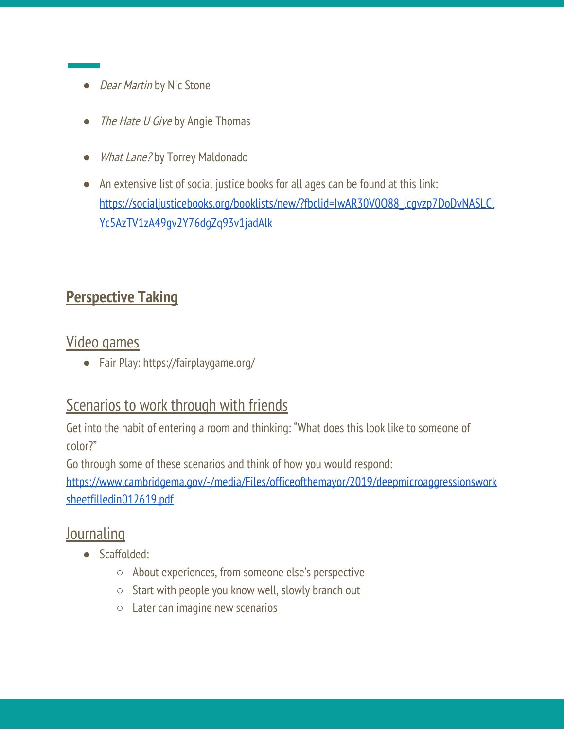- *Dear Martin* by Nic Stone
- *The Hate U Give* by Angie Thomas
- *What Lane?* by Torrey Maldonado
- An extensive list of social justice books for all ages can be found at this link: [https://socialjusticebooks.org/booklists/new/?fbclid=IwAR30V0O88_lcgvzp7DoDvNASLClYc5AzTV1zA49gv2Y76dgZq93v1jadAlk](https://socialjusticebooks.org/booklists/new/?fbclid=IwAR30V0O88_lcgvzp7DoDvNASLClYc5AzTV1zA49gv2Y76dgZq93v1jadAlk)

## Perspective Taking

### Video games

- Fair Play: https://fairplaygame.org/

### Scenarios to work through with friends

Get into the habit of entering a room and thinking: "What does this look like to someone of color?"

Go through some of these scenarios and think of how you would respond: [https://www.cambridgema.gov/-/media/Files/officeofthemayor/2019/deepmicroaggressionsworksheetfilledin012619.pdf](https://www.cambridgema.gov/-/media/Files/officeofthemayor/2019/deepmicroaggressionsworksheetfilledin012619.pdf)

### Journaling

- Scaffolded:
    - About experiences, from someone else's perspective
    - Start with people you know well, slowly branch out
    - Later can imagine new scenarios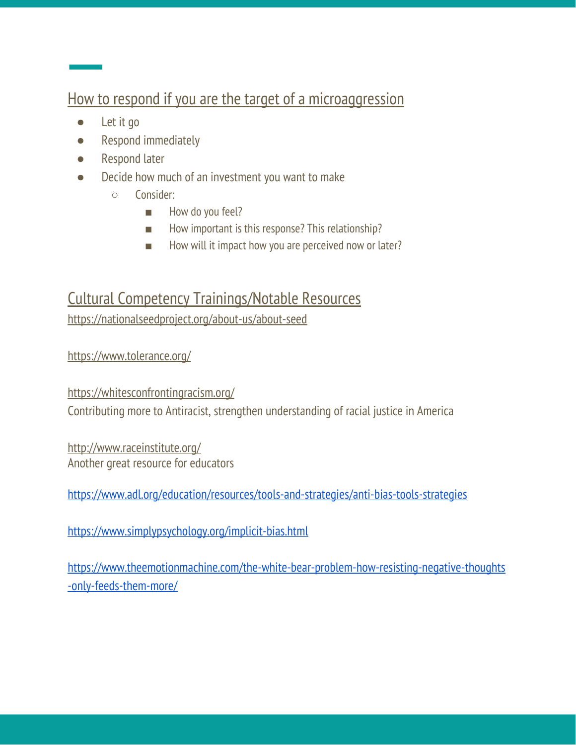## How to respond if you are the target of a microaggression

- Let it go
- Respond immediately
- Respond later
- Decide how much of an investment you want to make
  - Consider:
    - How do you feel?
    - How important is this response? This relationship?
    - How will it impact how you are perceived now or later?

## Cultural Competency Trainings/Notable Resources

https://nationalseedproject.org/about-us/about-seed

https://www.tolerance.org/

https://whitesconfrontingracism.org/
Contributing more to Antiracist, strengthen understanding of racial justice in America

http://www.raceinstitute.org/
Another great resource for educators

https://www.adl.org/education/resources/tools-and-strategies/anti-bias-tools-strategies

https://www.simplypsychology.org/implicit-bias.html

https://www.theemotionmachine.com/the-white-bear-problem-how-resisting-negative-thoughts-only-feeds-them-more/